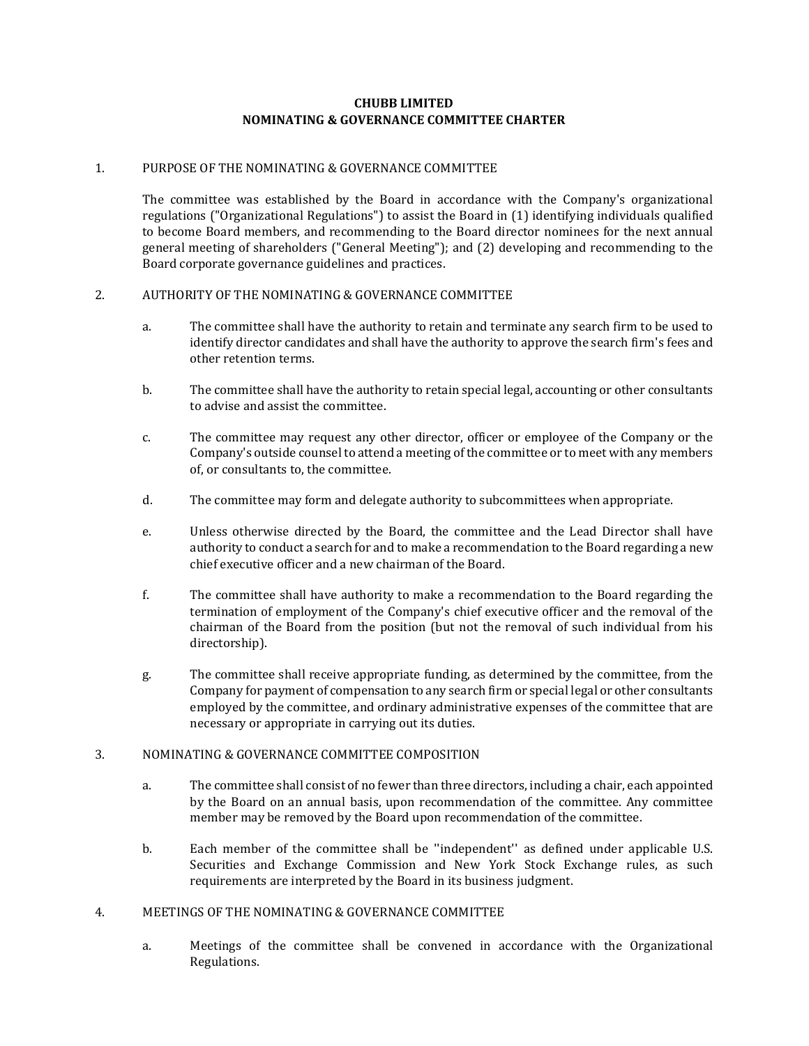# CHUBB LIMITED
# NOMINATING & GOVERNANCE COMMITTEE CHARTER

## 1. PURPOSE OF THE NOMINATING & GOVERNANCE COMMITTEE

The committee was established by the Board in accordance with the Company's organizational regulations ("Organizational Regulations") to assist the Board in (1) identifying individuals qualified to become Board members, and recommending to the Board director nominees for the next annual general meeting of shareholders ("General Meeting"); and (2) developing and recommending to the Board corporate governance guidelines and practices.

## 2. AUTHORITY OF THE NOMINATING & GOVERNANCE COMMITTEE

a. The committee shall have the authority to retain and terminate any search firm to be used to identify director candidates and shall have the authority to approve the search firm's fees and other retention terms.

b. The committee shall have the authority to retain special legal, accounting or other consultants to advise and assist the committee.

c. The committee may request any other director, officer or employee of the Company or the Company's outside counsel to attend a meeting of the committee or to meet with any members of, or consultants to, the committee.

d. The committee may form and delegate authority to subcommittees when appropriate.

e. Unless otherwise directed by the Board, the committee and the Lead Director shall have authority to conduct a search for and to make a recommendation to the Board regarding a new chief executive officer and a new chairman of the Board.

f. The committee shall have authority to make a recommendation to the Board regarding the termination of employment of the Company's chief executive officer and the removal of the chairman of the Board from the position (but not the removal of such individual from his directorship).

g. The committee shall receive appropriate funding, as determined by the committee, from the Company for payment of compensation to any search firm or special legal or other consultants employed by the committee, and ordinary administrative expenses of the committee that are necessary or appropriate in carrying out its duties.

## 3. NOMINATING & GOVERNANCE COMMITTEE COMPOSITION

a. The committee shall consist of no fewer than three directors, including a chair, each appointed by the Board on an annual basis, upon recommendation of the committee. Any committee member may be removed by the Board upon recommendation of the committee.

b. Each member of the committee shall be ''independent'' as defined under applicable U.S. Securities and Exchange Commission and New York Stock Exchange rules, as such requirements are interpreted by the Board in its business judgment.

## 4. MEETINGS OF THE NOMINATING & GOVERNANCE COMMITTEE

a. Meetings of the committee shall be convened in accordance with the Organizational Regulations.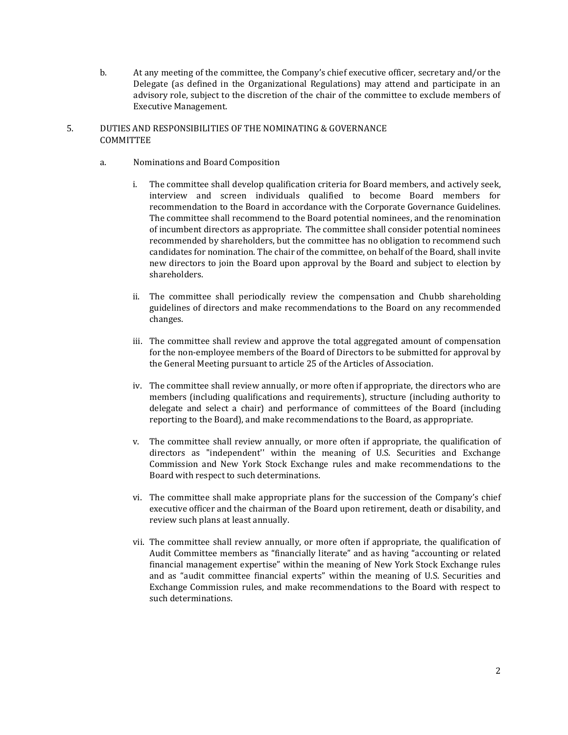b. At any meeting of the committee, the Company's chief executive officer, secretary and/or the Delegate (as defined in the Organizational Regulations) may attend and participate in an advisory role, subject to the discretion of the chair of the committee to exclude members of Executive Management.

## 5. DUTIES AND RESPONSIBILITIES OF THE NOMINATING & GOVERNANCE COMMITTEE

### a. Nominations and Board Composition

i. The committee shall develop qualification criteria for Board members, and actively seek, interview and screen individuals qualified to become Board members for recommendation to the Board in accordance with the Corporate Governance Guidelines. The committee shall recommend to the Board potential nominees, and the renomination of incumbent directors as appropriate. The committee shall consider potential nominees recommended by shareholders, but the committee has no obligation to recommend such candidates for nomination. The chair of the committee, on behalf of the Board, shall invite new directors to join the Board upon approval by the Board and subject to election by shareholders.

ii. The committee shall periodically review the compensation and Chubb shareholding guidelines of directors and make recommendations to the Board on any recommended changes.

iii. The committee shall review and approve the total aggregated amount of compensation for the non-employee members of the Board of Directors to be submitted for approval by the General Meeting pursuant to article 25 of the Articles of Association.

iv. The committee shall review annually, or more often if appropriate, the directors who are members (including qualifications and requirements), structure (including authority to delegate and select a chair) and performance of committees of the Board (including reporting to the Board), and make recommendations to the Board, as appropriate.

v. The committee shall review annually, or more often if appropriate, the qualification of directors as "independent'' within the meaning of U.S. Securities and Exchange Commission and New York Stock Exchange rules and make recommendations to the Board with respect to such determinations.

vi. The committee shall make appropriate plans for the succession of the Company's chief executive officer and the chairman of the Board upon retirement, death or disability, and review such plans at least annually.

vii. The committee shall review annually, or more often if appropriate, the qualification of Audit Committee members as "financially literate" and as having "accounting or related financial management expertise" within the meaning of New York Stock Exchange rules and as "audit committee financial experts" within the meaning of U.S. Securities and Exchange Commission rules, and make recommendations to the Board with respect to such determinations.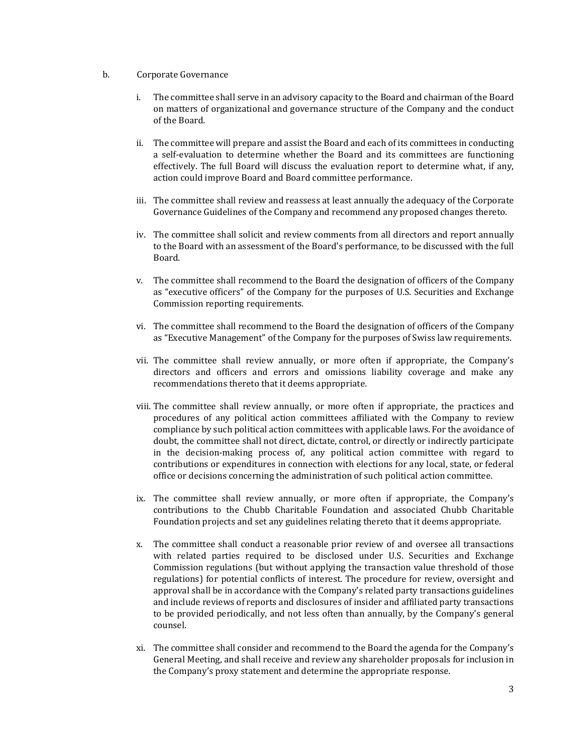b. Corporate Governance

i. The committee shall serve in an advisory capacity to the Board and chairman of the Board on matters of organizational and governance structure of the Company and the conduct of the Board.

ii. The committee will prepare and assist the Board and each of its committees in conducting a self-evaluation to determine whether the Board and its committees are functioning effectively. The full Board will discuss the evaluation report to determine what, if any, action could improve Board and Board committee performance.

iii. The committee shall review and reassess at least annually the adequacy of the Corporate Governance Guidelines of the Company and recommend any proposed changes thereto.

iv. The committee shall solicit and review comments from all directors and report annually to the Board with an assessment of the Board's performance, to be discussed with the full Board.

v. The committee shall recommend to the Board the designation of officers of the Company as "executive officers" of the Company for the purposes of U.S. Securities and Exchange Commission reporting requirements.

vi. The committee shall recommend to the Board the designation of officers of the Company as "Executive Management" of the Company for the purposes of Swiss law requirements.

vii. The committee shall review annually, or more often if appropriate, the Company's directors and officers and errors and omissions liability coverage and make any recommendations thereto that it deems appropriate.

viii. The committee shall review annually, or more often if appropriate, the practices and procedures of any political action committees affiliated with the Company to review compliance by such political action committees with applicable laws. For the avoidance of doubt, the committee shall not direct, dictate, control, or directly or indirectly participate in the decision-making process of, any political action committee with regard to contributions or expenditures in connection with elections for any local, state, or federal office or decisions concerning the administration of such political action committee.

ix. The committee shall review annually, or more often if appropriate, the Company's contributions to the Chubb Charitable Foundation and associated Chubb Charitable Foundation projects and set any guidelines relating thereto that it deems appropriate.

x. The committee shall conduct a reasonable prior review of and oversee all transactions with related parties required to be disclosed under U.S. Securities and Exchange Commission regulations (but without applying the transaction value threshold of those regulations) for potential conflicts of interest. The procedure for review, oversight and approval shall be in accordance with the Company's related party transactions guidelines and include reviews of reports and disclosures of insider and affiliated party transactions to be provided periodically, and not less often than annually, by the Company's general counsel.

xi. The committee shall consider and recommend to the Board the agenda for the Company's General Meeting, and shall receive and review any shareholder proposals for inclusion in the Company's proxy statement and determine the appropriate response.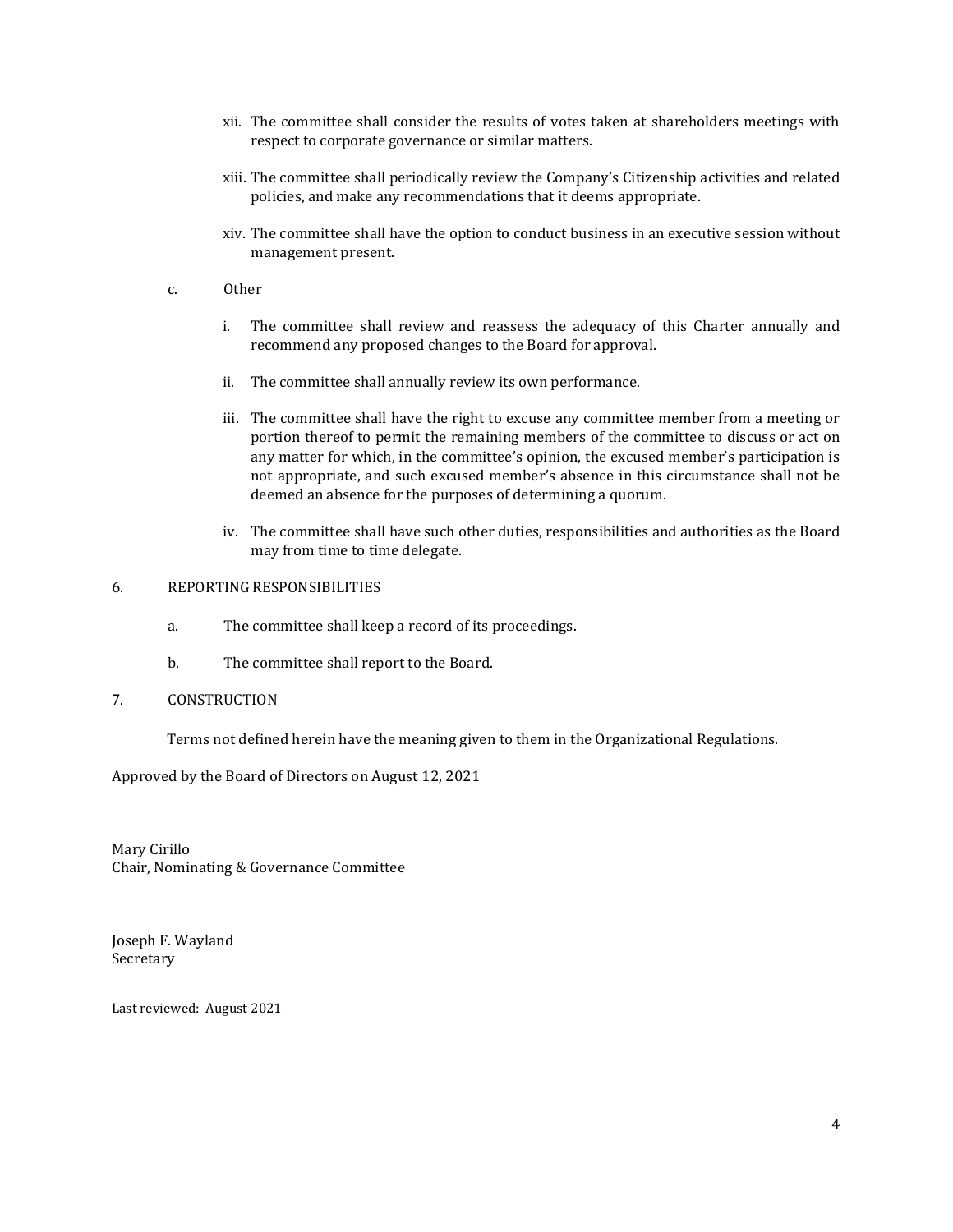xii. The committee shall consider the results of votes taken at shareholders meetings with respect to corporate governance or similar matters.

xiii. The committee shall periodically review the Company's Citizenship activities and related policies, and make any recommendations that it deems appropriate.

xiv. The committee shall have the option to conduct business in an executive session without management present.

c. Other

i. The committee shall review and reassess the adequacy of this Charter annually and recommend any proposed changes to the Board for approval.

ii. The committee shall annually review its own performance.

iii. The committee shall have the right to excuse any committee member from a meeting or portion thereof to permit the remaining members of the committee to discuss or act on any matter for which, in the committee's opinion, the excused member's participation is not appropriate, and such excused member's absence in this circumstance shall not be deemed an absence for the purposes of determining a quorum.

iv. The committee shall have such other duties, responsibilities and authorities as the Board may from time to time delegate.

6. REPORTING RESPONSIBILITIES

a. The committee shall keep a record of its proceedings.

b. The committee shall report to the Board.

7. CONSTRUCTION

Terms not defined herein have the meaning given to them in the Organizational Regulations.

Approved by the Board of Directors on August 12, 2021

Mary Cirillo
Chair, Nominating & Governance Committee

Joseph F. Wayland
Secretary

Last reviewed: August 2021